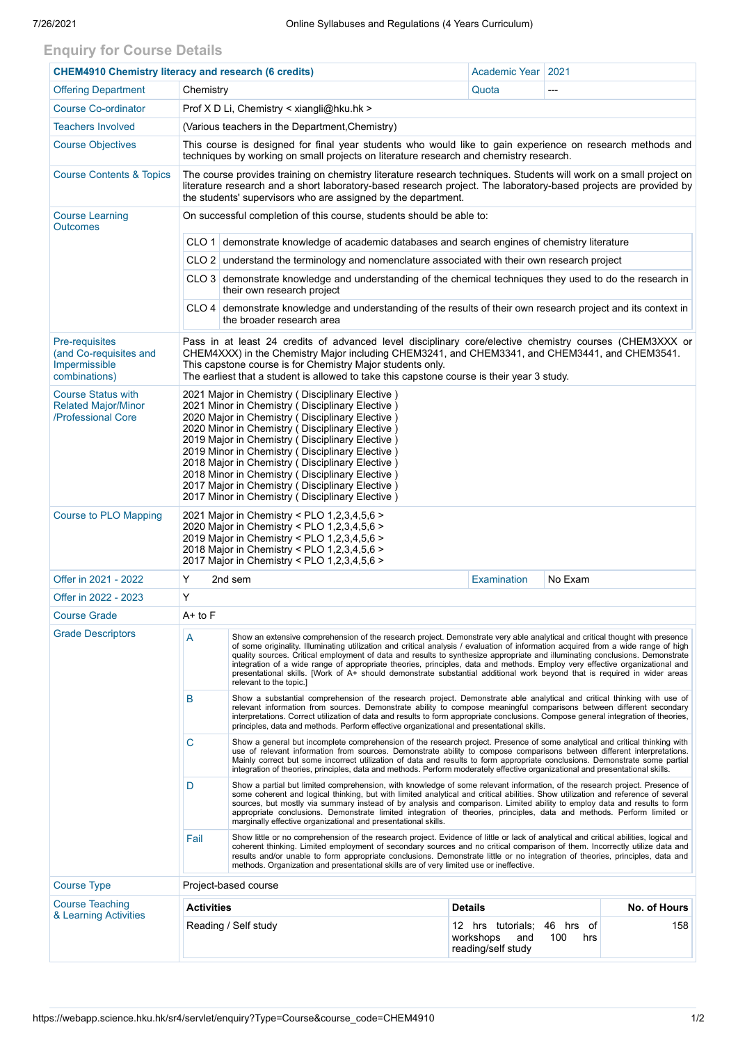## Enquiry for Course Details

| CHEM4910 Chemistry literacy and research (6 credits) | | Academic Year | 2021 |
|---|---|---|---|
| Offering Department | Chemistry | Quota | --- |
| Course Co-ordinator | Prof X D Li, Chemistry < xiangli@hku.hk > | | |
| Teachers Involved | (Various teachers in the Department,Chemistry) | | |
| Course Objectives | This course is designed for final year students who would like to gain experience on research methods and techniques by working on small projects on literature research and chemistry research. | | |
| Course Contents & Topics | The course provides training on chemistry literature research techniques. Students will work on a small project on literature research and a short laboratory-based research project. The laboratory-based projects are provided by the students' supervisors who are assigned by the department. | | |
| Course Learning Outcomes | On successful completion of this course, students should be able to:<br>CLO 1 demonstrate knowledge of academic databases and search engines of chemistry literature<br>CLO 2 understand the terminology and nomenclature associated with their own research project<br>CLO 3 demonstrate knowledge and understanding of the chemical techniques they used to do the research in their own research project<br>CLO 4 demonstrate knowledge and understanding of the results of their own research project and its context in the broader research area | | |
| Pre-requisites (and Co-requisites and Impermissible combinations) | Pass in at least 24 credits of advanced level disciplinary core/elective chemistry courses (CHEM3XXX or CHEM4XXX) in the Chemistry Major including CHEM3241, and CHEM3341, and CHEM3441, and CHEM3541.<br>This capstone course is for Chemistry Major students only.<br>The earliest that a student is allowed to take this capstone course is their year 3 study. | | |
| Course Status with Related Major/Minor /Professional Core | 2021 Major in Chemistry ( Disciplinary Elective )<br>2021 Minor in Chemistry ( Disciplinary Elective )<br>2020 Major in Chemistry ( Disciplinary Elective )<br>2020 Minor in Chemistry ( Disciplinary Elective )<br>2019 Major in Chemistry ( Disciplinary Elective )<br>2019 Minor in Chemistry ( Disciplinary Elective )<br>2018 Major in Chemistry ( Disciplinary Elective )<br>2018 Minor in Chemistry ( Disciplinary Elective )<br>2017 Major in Chemistry ( Disciplinary Elective )<br>2017 Minor in Chemistry ( Disciplinary Elective ) | | |
| Course to PLO Mapping | 2021 Major in Chemistry < PLO 1,2,3,4,5,6 ><br>2020 Major in Chemistry < PLO 1,2,3,4,5,6 ><br>2019 Major in Chemistry < PLO 1,2,3,4,5,6 ><br>2018 Major in Chemistry < PLO 1,2,3,4,5,6 ><br>2017 Major in Chemistry < PLO 1,2,3,4,5,6 > | | |
| Offer in 2021 - 2022 | Y 2nd sem | Examination | No Exam |
| Offer in 2022 - 2023 | Y | | |
| Course Grade | A+ to F | | |
| Grade Descriptors | **A** Show an extensive comprehension of the research project. Demonstrate very able analytical and critical thought with presence of some originality. Illuminating utilization and critical analysis / evaluation of information acquired from a wide range of high quality sources. Critical employment of data and results to synthesize appropriate and illuminating conclusions. Demonstrate integration of a wide range of appropriate theories, principles, data and methods. Employ very effective organizational and presentational skills. [Work of A+ should demonstrate substantial additional work beyond that is required in wider areas relevant to the topic.]<br>**B** Show a substantial comprehension of the research project. Demonstrate able analytical and critical thinking with use of relevant information from sources. Demonstrate ability to compose meaningful comparisons between different secondary interpretations. Correct utilization of data and results to form appropriate conclusions. Compose general integration of theories, principles, data and methods. Perform effective organizational and presentational skills.<br>**C** Show a general but incomplete comprehension of the research project. Presence of some analytical and critical thinking with use of relevant information from sources. Demonstrate ability to compose comparisons between different interpretations. Mainly correct but some incorrect utilization of data and results to form appropriate conclusions. Demonstrate some partial integration of theories, principles, data and methods. Perform moderately effective organizational and presentational skills.<br>**D** Show a partial but limited comprehension, with knowledge of some relevant information, of the research project. Presence of some coherent and logical thinking, but with limited analytical and critical abilities. Show utilization and reference of several sources, but mostly via summary instead of by analysis and comparison. Limited ability to employ data and results to form appropriate conclusions. Demonstrate limited integration of theories, principles, data and methods. Perform limited or marginally effective organizational and presentational skills.<br>**Fail** Show little or no comprehension of the research project. Evidence of little or lack of analytical and critical abilities, logical and coherent thinking. Limited employment of secondary sources and no critical comparison of them. Incorrectly utilize data and results and/or unable to form appropriate conclusions. Demonstrate little or no integration of theories, principles, data and methods. Organization and presentational skills are of very limited use or ineffective. | | |
| Course Type | Project-based course | | |
| Course Teaching & Learning Activities | **Activities:** Reading / Self study<br>**Details:** 12 hrs tutorials; 46 hrs of workshops and 100 hrs reading/self study<br>**No. of Hours:** 158 | | |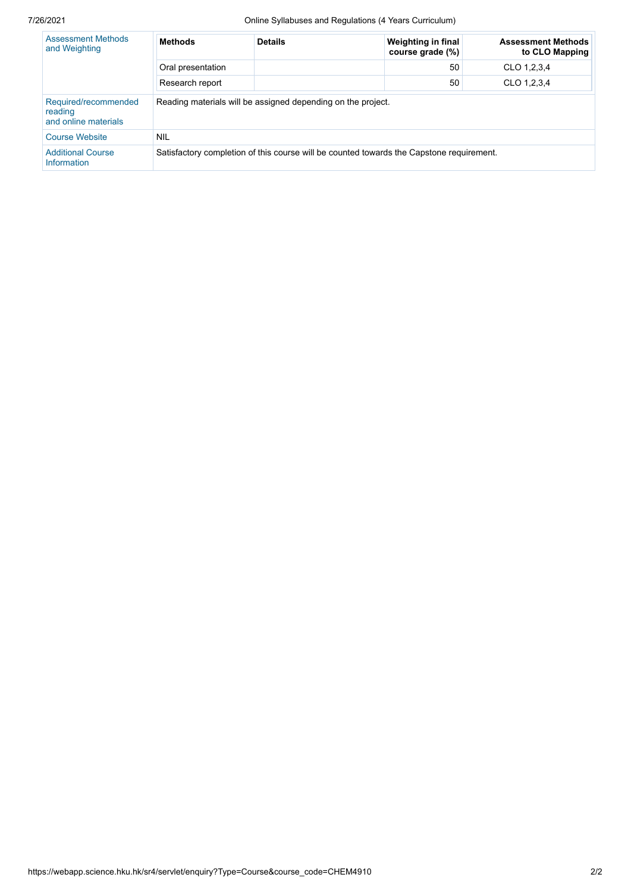| | | | | |
|---|---|---|---|---|
| Assessment Methods and Weighting | **Methods** | **Details** | **Weighting in final course grade (%)** | **Assessment Methods to CLO Mapping** |
| | Oral presentation | | 50 | CLO 1,2,3,4 |
| | Research report | | 50 | CLO 1,2,3,4 |
| Required/recommended reading and online materials | Reading materials will be assigned depending on the project. | | | |
| Course Website | NIL | | | |
| Additional Course Information | Satisfactory completion of this course will be counted towards the Capstone requirement. | | | |